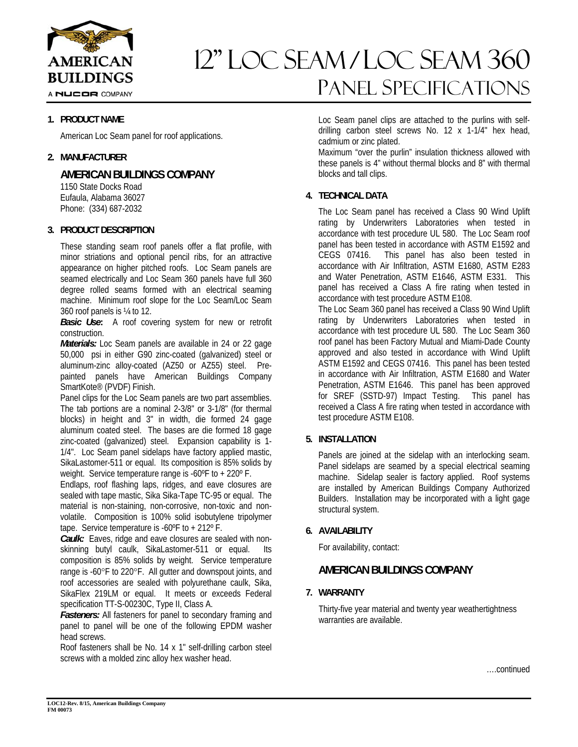# 12" Loc Seam / Loc Seam 360 Panel Specifications

AMERICAN BUILDINGS
A NUCOR COMPANY

## 1. PRODUCT NAME

American Loc Seam panel for roof applications.

## 2. MANUFACTURER

### AMERICAN BUILDINGS COMPANY

1150 State Docks Road
Eufaula, Alabama 36027
Phone: (334) 687-2032

## 3. PRODUCT DESCRIPTION

These standing seam roof panels offer a flat profile, with minor striations and optional pencil ribs, for an attractive appearance on higher pitched roofs. Loc Seam panels are seamed electrically and Loc Seam 360 panels have full 360 degree rolled seams formed with an electrical seaming machine. Minimum roof slope for the Loc Seam/Loc Seam 360 roof panels is ¼ to 12.

***Basic Use*:** A roof covering system for new or retrofit construction.

***Materials:*** Loc Seam panels are available in 24 or 22 gage 50,000 psi in either G90 zinc-coated (galvanized) steel or aluminum-zinc alloy-coated (AZ50 or AZ55) steel. Pre-painted panels have American Buildings Company SmartKote® (PVDF) Finish.

Panel clips for the Loc Seam panels are two part assemblies. The tab portions are a nominal 2-3/8" or 3-1/8" (for thermal blocks) in height and 3" in width, die formed 24 gage aluminum coated steel. The bases are die formed 18 gage zinc-coated (galvanized) steel. Expansion capability is 1-1/4". Loc Seam panel sidelaps have factory applied mastic, SikaLastomer-511 or equal. Its composition is 85% solids by weight. Service temperature range is -60ºF to + 220º F.

Endlaps, roof flashing laps, ridges, and eave closures are sealed with tape mastic, Sika Sika-Tape TC-95 or equal. The material is non-staining, non-corrosive, non-toxic and non-volatile. Composition is 100% solid isobutylene tripolymer tape. Service temperature is -60ºF to + 212º F.

***Caulk:*** Eaves, ridge and eave closures are sealed with non-skinning butyl caulk, SikaLastomer-511 or equal. Its composition is 85% solids by weight. Service temperature range is -60°F to 220°F. All gutter and downspout joints, and roof accessories are sealed with polyurethane caulk, Sika, SikaFlex 219LM or equal. It meets or exceeds Federal specification TT-S-00230C, Type II, Class A.

***Fasteners:*** All fasteners for panel to secondary framing and panel to panel will be one of the following EPDM washer head screws.

Roof fasteners shall be No. 14 x 1" self-drilling carbon steel screws with a molded zinc alloy hex washer head.

Loc Seam panel clips are attached to the purlins with self-drilling carbon steel screws No. 12 x 1-1/4" hex head, cadmium or zinc plated.

Maximum "over the purlin" insulation thickness allowed with these panels is 4" without thermal blocks and 8" with thermal blocks and tall clips.

## 4. TECHNICAL DATA

The Loc Seam panel has received a Class 90 Wind Uplift rating by Underwriters Laboratories when tested in accordance with test procedure UL 580. The Loc Seam roof panel has been tested in accordance with ASTM E1592 and CEGS 07416. This panel has also been tested in accordance with Air Infiltration, ASTM E1680, ASTM E283 and Water Penetration, ASTM E1646, ASTM E331. This panel has received a Class A fire rating when tested in accordance with test procedure ASTM E108.

The Loc Seam 360 panel has received a Class 90 Wind Uplift rating by Underwriters Laboratories when tested in accordance with test procedure UL 580. The Loc Seam 360 roof panel has been Factory Mutual and Miami-Dade County approved and also tested in accordance with Wind Uplift ASTM E1592 and CEGS 07416. This panel has been tested in accordance with Air Infiltration, ASTM E1680 and Water Penetration, ASTM E1646. This panel has been approved for SREF (SSTD-97) Impact Testing. This panel has received a Class A fire rating when tested in accordance with test procedure ASTM E108.

## 5. INSTALLATION

Panels are joined at the sidelap with an interlocking seam. Panel sidelaps are seamed by a special electrical seaming machine. Sidelap sealer is factory applied. Roof systems are installed by American Buildings Company Authorized Builders. Installation may be incorporated with a light gage structural system.

## 6. AVAILABILITY

For availability, contact:

### AMERICAN BUILDINGS COMPANY

## 7. WARRANTY

Thirty-five year material and twenty year weathertightness warranties are available.

….continued

LOC12-Rev. 8/15, American Buildings Company
FM 00073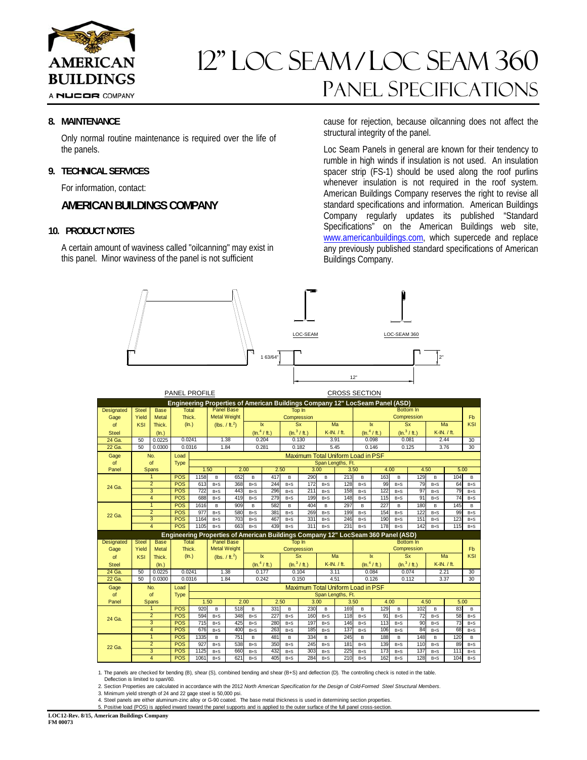# 12" Loc Seam / Loc Seam 360 Panel Specifications

## 8. MAINTENANCE

Only normal routine maintenance is required over the life of the panels.

## 9. TECHNICAL SERVICES

For information, contact:

## AMERICAN BUILDINGS COMPANY

## 10. PRODUCT NOTES

A certain amount of waviness called "oilcanning" may exist in this panel. Minor waviness of the panel is not sufficient cause for rejection, because oilcanning does not affect the structural integrity of the panel.

Loc Seam Panels in general are known for their tendency to rumble in high winds if insulation is not used. An insulation spacer strip (FS-1) should be used along the roof purlins whenever insulation is not required in the roof system. American Buildings Company reserves the right to revise all standard specifications and information. American Buildings Company regularly updates its published "Standard Specifications" on the American Buildings web site, www.americanbuildings.com, which supercede and replace any previously published standard specifications of American Buildings Company.

LOC-SEAM

LOC-SEAM 360

1 63/64"

2"

12"

PANEL PROFILE

CROSS SECTION

**Engineering Properties of American Buildings Company 12" LocSeam Panel (ASD)**

| Designated Gage of Steel | Steel Yield KSI | Base Metal Thick. (In.) | Total Thick. (In.) | Panel Base Metal Weight (lbs. / ft.²) | Top In Compression Ix (In.⁴ / ft.) | Top In Compression Sx (In.³ / ft.) | Top In Compression Ma K-IN. / ft. | Bottom In Compression Ix (In.⁴ / ft.) | Bottom In Compression Sx (In.³ / ft.) | Bottom In Compression Ma K-IN. / ft. | Fb KSI |
|---|---|---|---|---|---|---|---|---|---|---|---|
| 24 Ga. | 50 | 0.0225 | 0.0241 | 1.38 | 0.204 | 0.130 | 3.91 | 0.098 | 0.081 | 2.44 | 30 |
| 22 Ga. | 50 | 0.0300 | 0.0316 | 1.84 | 0.281 | 0.182 | 5.45 | 0.146 | 0.125 | 3.76 | 30 |

**Maximum Total Uniform Load in PSF** (Span Lengths, Ft.)

| Gage of Panel | No. of Spans | Load Type | 1.50 | | 2.00 | | 2.50 | | 3.00 | | 3.50 | | 4.00 | | 4.50 | | 5.00 | |
|---|---|---|---|---|---|---|---|---|---|---|---|---|---|---|---|---|---|---|
| 24 Ga. | 1 | POS | 1158 | B | 652 | B | 417 | B | 290 | B | 213 | B | 163 | B | 129 | B | 104 | B |
| | 2 | POS | 613 | B+S | 368 | B+S | 244 | B+S | 172 | B+S | 128 | B+S | 99 | B+S | 79 | B+S | 64 | B+S |
| | 3 | POS | 722 | B+S | 443 | B+S | 296 | B+S | 211 | B+S | 158 | B+S | 122 | B+S | 97 | B+S | 79 | B+S |
| | 4 | POS | 688 | B+S | 419 | B+S | 279 | B+S | 199 | B+S | 148 | B+S | 115 | B+S | 91 | B+S | 74 | B+S |
| 22 Ga. | 1 | POS | 1616 | B | 909 | B | 582 | B | 404 | B | 297 | B | 227 | B | 180 | B | 145 | B |
| | 2 | POS | 977 | B+S | 580 | B+S | 381 | B+S | 269 | B+S | 199 | B+S | 154 | B+S | 122 | B+S | 99 | B+S |
| | 3 | POS | 1164 | B+S | 703 | B+S | 467 | B+S | 331 | B+S | 246 | B+S | 190 | B+S | 151 | B+S | 123 | B+S |
| | 4 | POS | 1105 | B+S | 663 | B+S | 439 | B+S | 311 | B+S | 231 | B+S | 178 | B+S | 142 | B+S | 115 | B+S |

**Engineering Properties of American Buildings Company 12" LocSeam 360 Panel (ASD)**

| Designated Gage of Steel | Steel Yield KSI | Base Metal Thick. (In.) | Total Thick. (In.) | Panel Base Metal Weight (lbs. / ft.²) | Top In Compression Ix (In.⁴ / ft.) | Top In Compression Sx (In.³ / ft.) | Top In Compression Ma K-IN. / ft. | Bottom In Compression Ix (In.⁴ / ft.) | Bottom In Compression Sx (In.³ / ft.) | Bottom In Compression Ma K-IN. / ft. | Fb KSI |
|---|---|---|---|---|---|---|---|---|---|---|---|
| 24 Ga. | 50 | 0.0225 | 0.0241 | 1.38 | 0.177 | 0.104 | 3.11 | 0.084 | 0.074 | 2.21 | 30 |
| 22 Ga. | 50 | 0.0300 | 0.0316 | 1.84 | 0.242 | 0.150 | 4.51 | 0.126 | 0.112 | 3.37 | 30 |

**Maximum Total Uniform Load in PSF** (Span Lengths, Ft.)

| Gage of Panel | No. of Spans | Load Type | 1.50 | | 2.00 | | 2.50 | | 3.00 | | 3.50 | | 4.00 | | 4.50 | | 5.00 | |
|---|---|---|---|---|---|---|---|---|---|---|---|---|---|---|---|---|---|---|
| 24 Ga. | 1 | POS | 920 | B | 518 | B | 331 | B | 230 | B | 169 | B | 129 | B | 102 | B | 83 | B |
| | 2 | POS | 594 | B+S | 348 | B+S | 227 | B+S | 160 | B+S | 118 | B+S | 91 | B+S | 72 | B+S | 58 | B+S |
| | 3 | POS | 715 | B+S | 425 | B+S | 280 | B+S | 197 | B+S | 146 | B+S | 113 | B+S | 90 | B+S | 73 | B+S |
| | 4 | POS | 676 | B+S | 400 | B+S | 263 | B+S | 185 | B+S | 137 | B+S | 106 | B+S | 84 | B+S | 68 | B+S |
| 22 Ga. | 1 | POS | 1335 | B | 751 | B | 481 | B | 334 | B | 245 | B | 188 | B | 148 | B | 120 | B |
| | 2 | POS | 927 | B+S | 538 | B+S | 350 | B+S | 245 | B+S | 181 | B+S | 139 | B+S | 110 | B+S | 89 | B+S |
| | 3 | POS | 1125 | B+S | 660 | B+S | 432 | B+S | 303 | B+S | 225 | B+S | 173 | B+S | 137 | B+S | 111 | B+S |
| | 4 | POS | 1061 | B+S | 621 | B+S | 405 | B+S | 284 | B+S | 210 | B+S | 162 | B+S | 128 | B+S | 104 | B+S |

1. The panels are checked for bending (B), shear (S), combined bending and shear (B+S) and deflection (D). The controlling check is noted in the table. Deflection is limited to span/60.
2. Section Properties are calculated in accordance with the 2012 *North American Specification for the Design of Cold-Formed Steel Structural Members*.
3. Minimum yield strength of 24 and 22 gage steel is 50,000 psi.
4. Steel panels are either aluminum-zinc alloy or G-90 coated. The base metal thickness is used in determining section properties.
5. Positive load (POS) is applied inward toward the panel supports and is applied to the outer surface of the full panel cross-section.

**LOC12-Rev. 8/15, American Buildings Company**
**FM 00073**